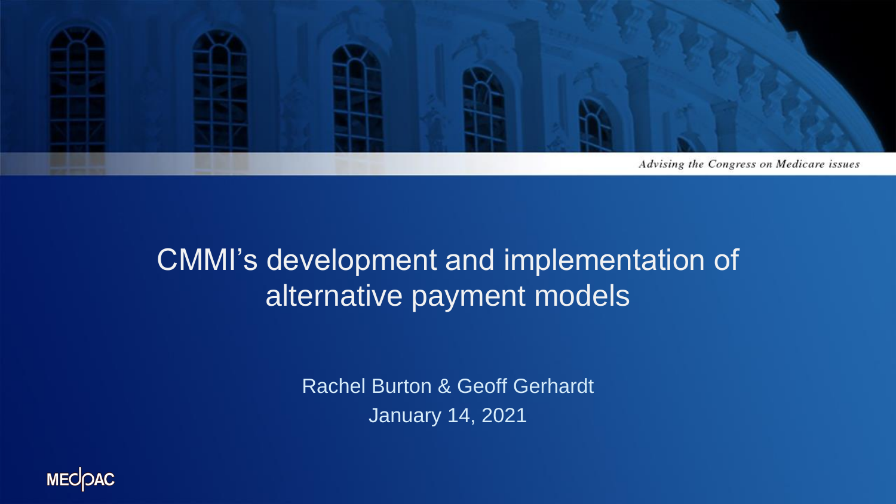Advising the Congress on Medicare issues

# CMMI's development and implementation of alternative payment models

Rachel Burton & Geoff Gerhardt

January 14, 2021

MEDPAC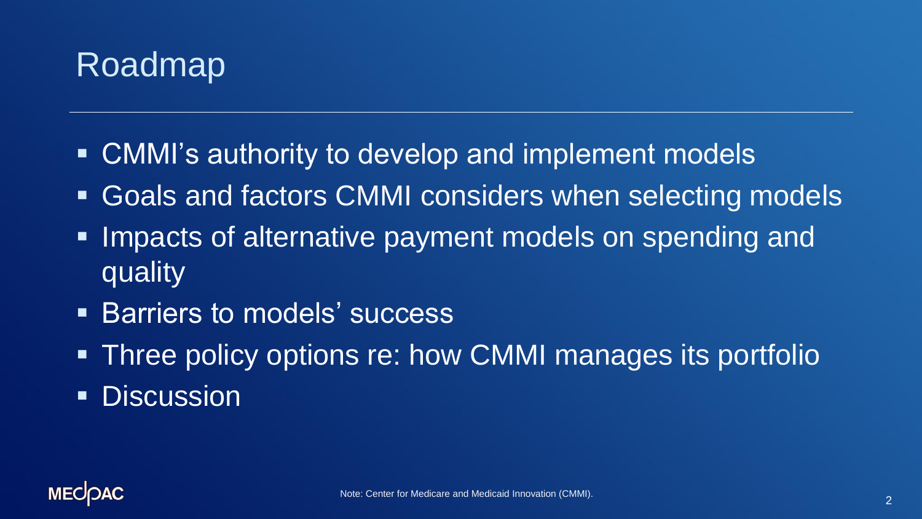# Roadmap

- CMMI's authority to develop and implement models
- Goals and factors CMMI considers when selecting models
- Impacts of alternative payment models on spending and quality
- Barriers to models' success
- Three policy options re: how CMMI manages its portfolio
- Discussion

Note: Center for Medicare and Medicaid Innovation (CMMI).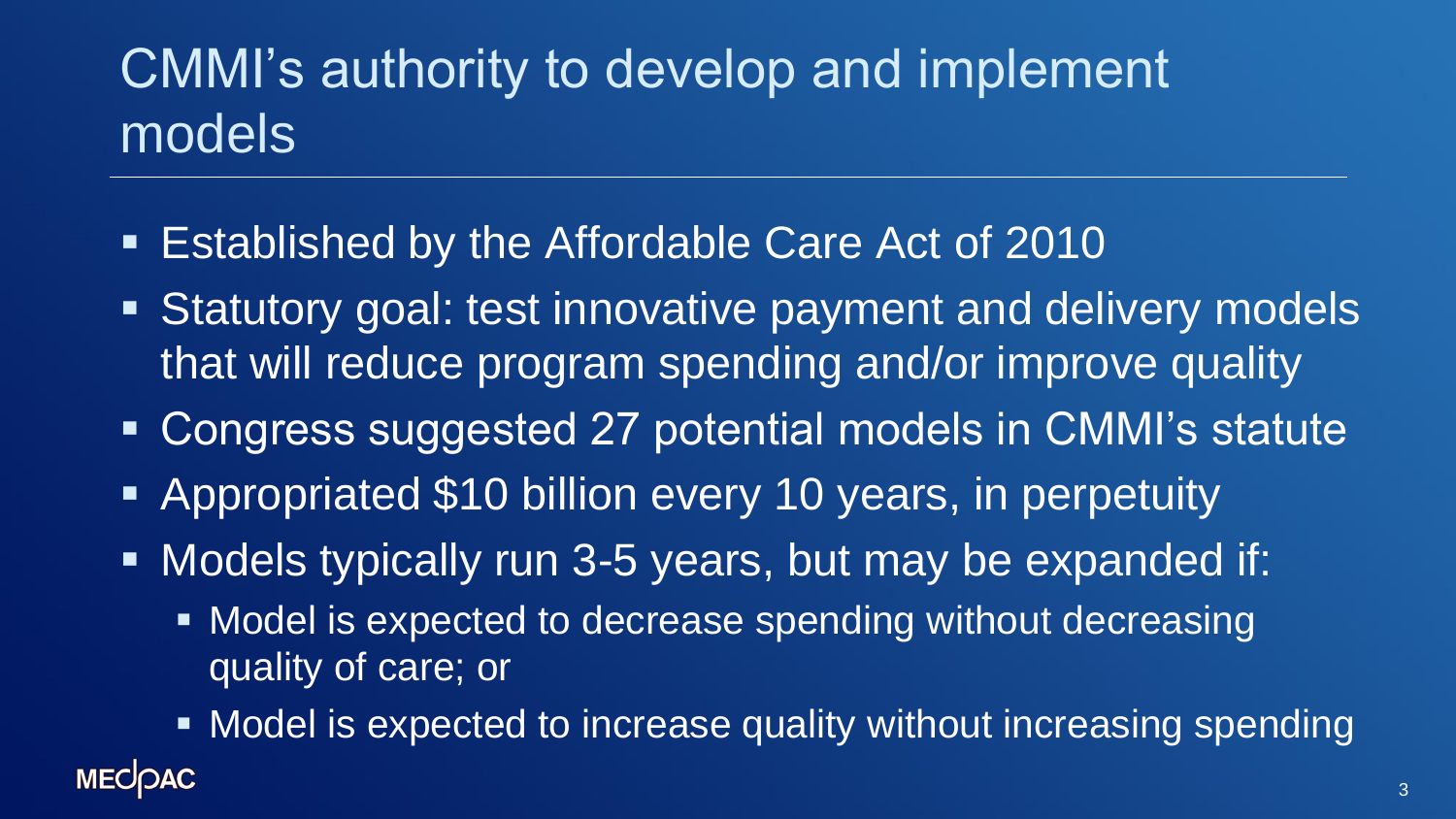# CMMI's authority to develop and implement models

- Established by the Affordable Care Act of 2010
- Statutory goal: test innovative payment and delivery models that will reduce program spending and/or improve quality
- Congress suggested 27 potential models in CMMI's statute
- Appropriated $10 billion every 10 years, in perpetuity
- Models typically run 3-5 years, but may be expanded if:
  - Model is expected to decrease spending without decreasing quality of care; or
  - Model is expected to increase quality without increasing spending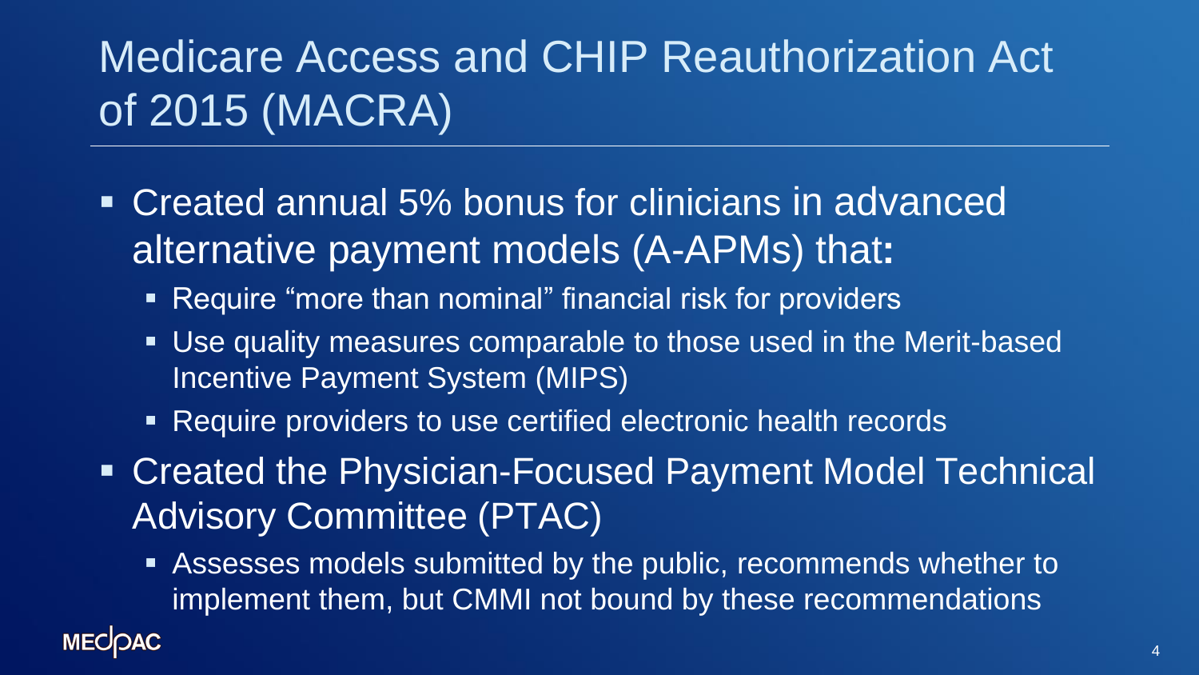# Medicare Access and CHIP Reauthorization Act of 2015 (MACRA)

- Created annual 5% bonus for clinicians in advanced alternative payment models (A-APMs) that**:**
  - Require "more than nominal" financial risk for providers
  - Use quality measures comparable to those used in the Merit-based Incentive Payment System (MIPS)
  - Require providers to use certified electronic health records
- Created the Physician-Focused Payment Model Technical Advisory Committee (PTAC)
  - Assesses models submitted by the public, recommends whether to implement them, but CMMI not bound by these recommendations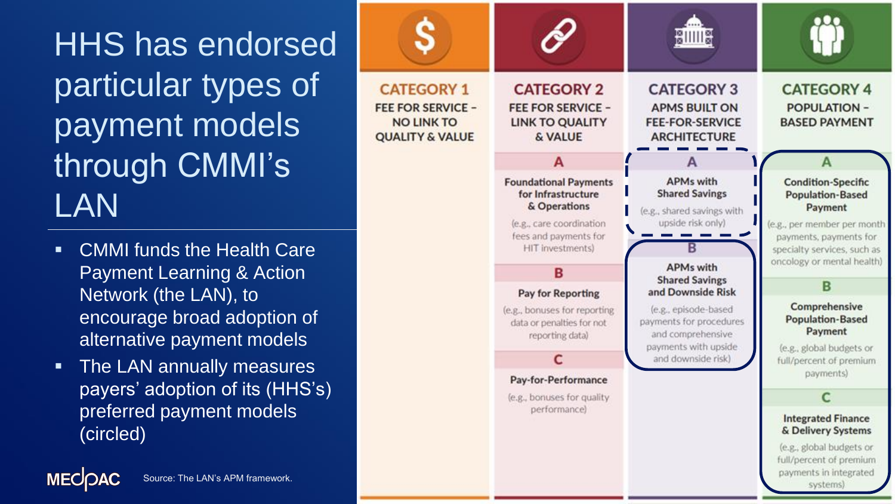# HHS has endorsed particular types of payment models through CMMI's LAN

- CMMI funds the Health Care Payment Learning & Action Network (the LAN), to encourage broad adoption of alternative payment models
- The LAN annually measures payers' adoption of its (HHS's) preferred payment models (circled)

| CATEGORY 1 | CATEGORY 2 | CATEGORY 3 | CATEGORY 4 |
|---|---|---|---|
| FEE FOR SERVICE – NO LINK TO QUALITY & VALUE | FEE FOR SERVICE – LINK TO QUALITY & VALUE | APMS BUILT ON FEE-FOR-SERVICE ARCHITECTURE | POPULATION – BASED PAYMENT |
| | **A** Foundational Payments for Infrastructure & Operations (e.g., care coordination fees and payments for HIT investments) | **A** APMs with Shared Savings (e.g., shared savings with upside risk only) | **A** Condition-Specific Population-Based Payment (e.g., per member per month payments, payments for specialty services, such as oncology or mental health) |
| | **B** Pay for Reporting (e.g., bonuses for reporting data or penalties for not reporting data) | **B** APMs with Shared Savings and Downside Risk (e.g., episode-based payments for procedures and comprehensive payments with upside and downside risk) | **B** Comprehensive Population-Based Payment (e.g., global budgets or full/percent of premium payments) |
| | **C** Pay-for-Performance (e.g., bonuses for quality performance) | | **C** Integrated Finance & Delivery Systems (e.g., global budgets or full/percent of premium payments in integrated systems) |

Source: The LAN's APM framework.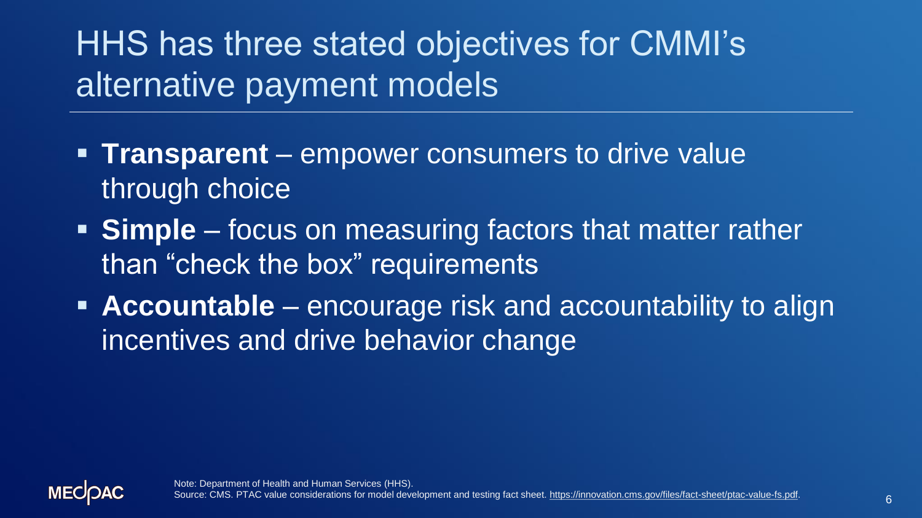# HHS has three stated objectives for CMMI's alternative payment models

- **Transparent** – empower consumers to drive value through choice
- **Simple** – focus on measuring factors that matter rather than "check the box" requirements
- **Accountable** – encourage risk and accountability to align incentives and drive behavior change

Note: Department of Health and Human Services (HHS).
Source: CMS. PTAC value considerations for model development and testing fact sheet. https://innovation.cms.gov/files/fact-sheet/ptac-value-fs.pdf.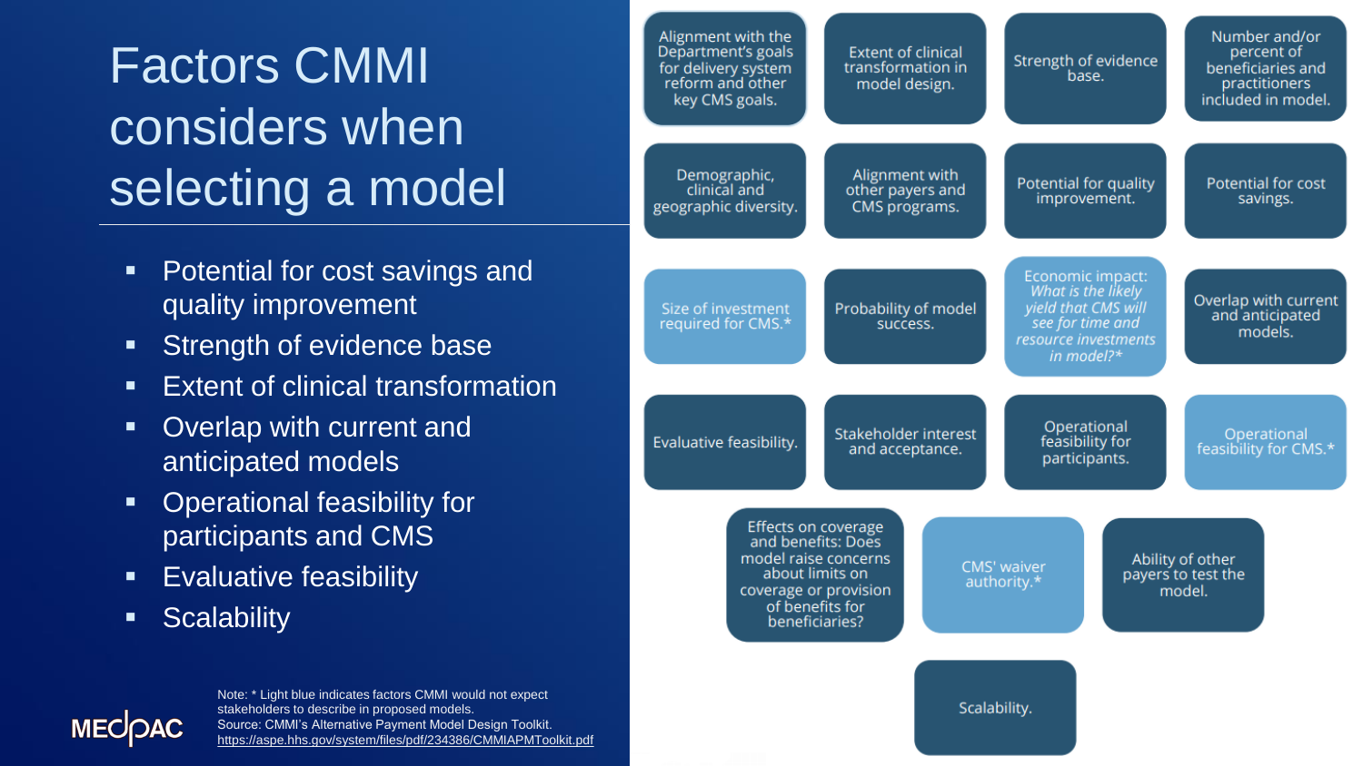# Factors CMMI considers when selecting a model

- Potential for cost savings and quality improvement
- Strength of evidence base
- Extent of clinical transformation
- Overlap with current and anticipated models
- Operational feasibility for participants and CMS
- Evaluative feasibility
- Scalability

- Alignment with the Department's goals for delivery system reform and other key CMS goals.
- Extent of clinical transformation in model design.
- Strength of evidence base.
- Number and/or percent of beneficiaries and practitioners included in model.
- Demographic, clinical and geographic diversity.
- Alignment with other payers and CMS programs.
- Potential for quality improvement.
- Potential for cost savings.
- Size of investment required for CMS.*
- Probability of model success.
- Economic impact: *What is the likely yield that CMS will see for time and resource investments in model?**
- Overlap with current and anticipated models.
- Evaluative feasibility.
- Stakeholder interest and acceptance.
- Operational feasibility for participants.
- Operational feasibility for CMS.*
- Effects on coverage and benefits: Does model raise concerns about limits on coverage or provision of benefits for beneficiaries?
- CMS' waiver authority.*
- Ability of other payers to test the model.
- Scalability.

Note: * Light blue indicates factors CMMI would not expect stakeholders to describe in proposed models.
Source: CMMI's Alternative Payment Model Design Toolkit. https://aspe.hhs.gov/system/files/pdf/234386/CMMIAPMToolkit.pdf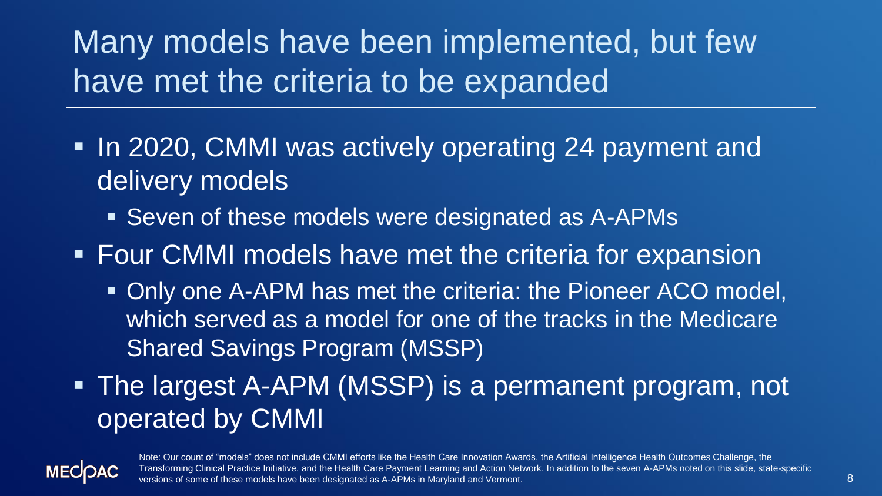# Many models have been implemented, but few have met the criteria to be expanded

- In 2020, CMMI was actively operating 24 payment and delivery models
  - Seven of these models were designated as A-APMs
- Four CMMI models have met the criteria for expansion
  - Only one A-APM has met the criteria: the Pioneer ACO model, which served as a model for one of the tracks in the Medicare Shared Savings Program (MSSP)
- The largest A-APM (MSSP) is a permanent program, not operated by CMMI

Note: Our count of "models" does not include CMMI efforts like the Health Care Innovation Awards, the Artificial Intelligence Health Outcomes Challenge, the Transforming Clinical Practice Initiative, and the Health Care Payment Learning and Action Network. In addition to the seven A-APMs noted on this slide, state-specific versions of some of these models have been designated as A-APMs in Maryland and Vermont.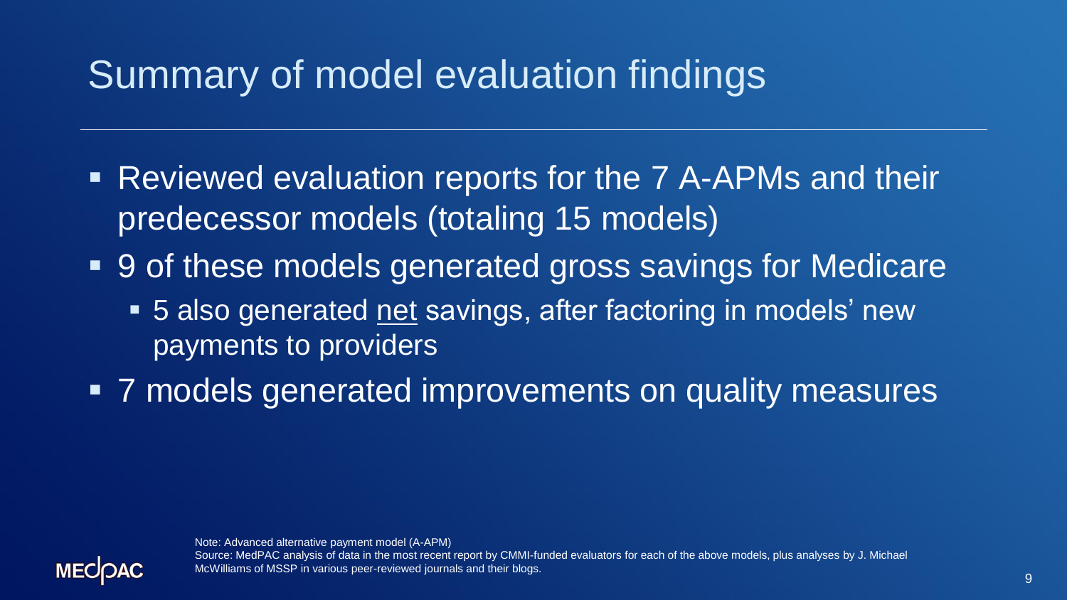# Summary of model evaluation findings

- Reviewed evaluation reports for the 7 A-APMs and their predecessor models (totaling 15 models)
- 9 of these models generated gross savings for Medicare
  - 5 also generated <u>net</u> savings, after factoring in models' new payments to providers
- 7 models generated improvements on quality measures

Note: Advanced alternative payment model (A-APM)
Source: MedPAC analysis of data in the most recent report by CMMI-funded evaluators for each of the above models, plus analyses by J. Michael McWilliams of MSSP in various peer-reviewed journals and their blogs.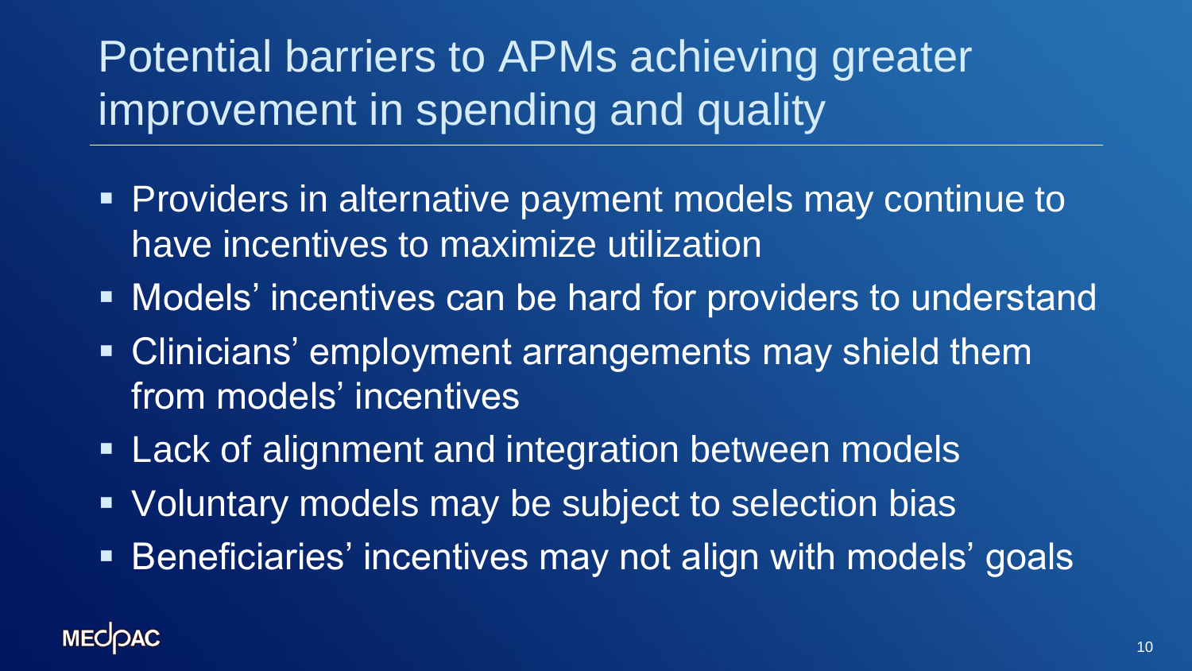# Potential barriers to APMs achieving greater improvement in spending and quality

- Providers in alternative payment models may continue to have incentives to maximize utilization
- Models' incentives can be hard for providers to understand
- Clinicians' employment arrangements may shield them from models' incentives
- Lack of alignment and integration between models
- Voluntary models may be subject to selection bias
- Beneficiaries' incentives may not align with models' goals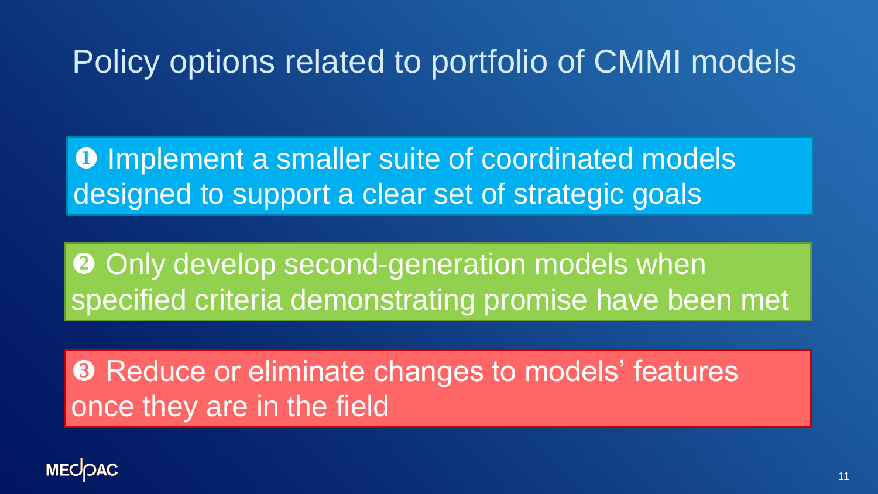# Policy options related to portfolio of CMMI models

❶ Implement a smaller suite of coordinated models designed to support a clear set of strategic goals

❷ Only develop second-generation models when specified criteria demonstrating promise have been met

❸ Reduce or eliminate changes to models' features once they are in the field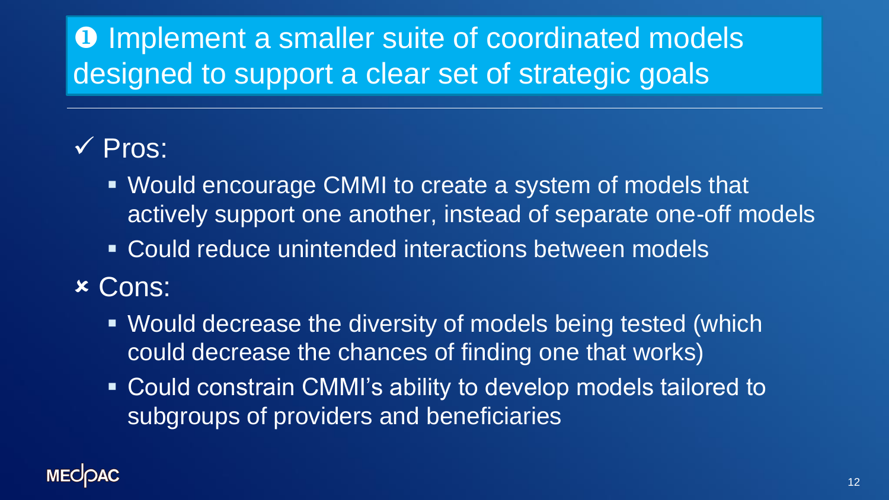# ❶ Implement a smaller suite of coordinated models designed to support a clear set of strategic goals

✓ Pros:

- Would encourage CMMI to create a system of models that actively support one another, instead of separate one-off models
- Could reduce unintended interactions between models

✗ Cons:

- Would decrease the diversity of models being tested (which could decrease the chances of finding one that works)
- Could constrain CMMI's ability to develop models tailored to subgroups of providers and beneficiaries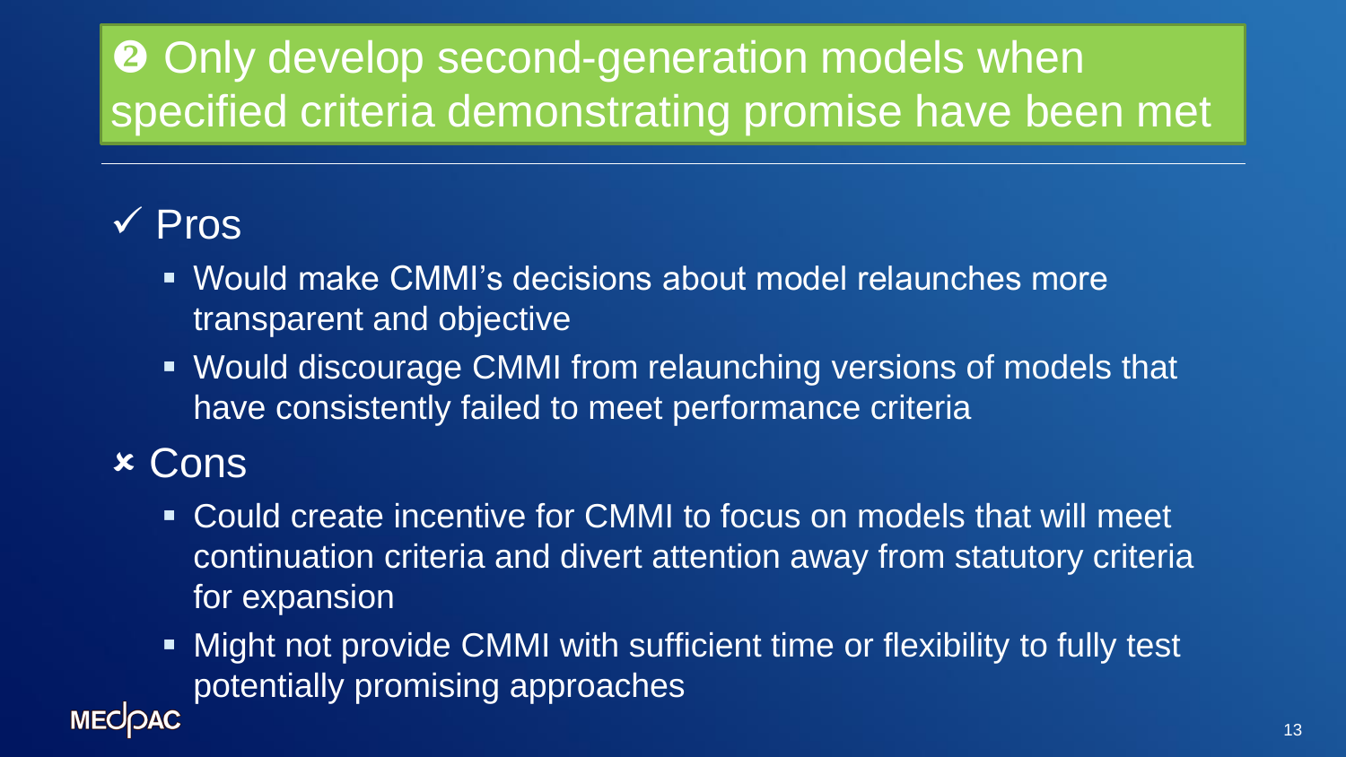# ❷ Only develop second-generation models when specified criteria demonstrating promise have been met

## ✓ Pros

- Would make CMMI's decisions about model relaunches more transparent and objective
- Would discourage CMMI from relaunching versions of models that have consistently failed to meet performance criteria

## ✗ Cons

- Could create incentive for CMMI to focus on models that will meet continuation criteria and divert attention away from statutory criteria for expansion
- Might not provide CMMI with sufficient time or flexibility to fully test potentially promising approaches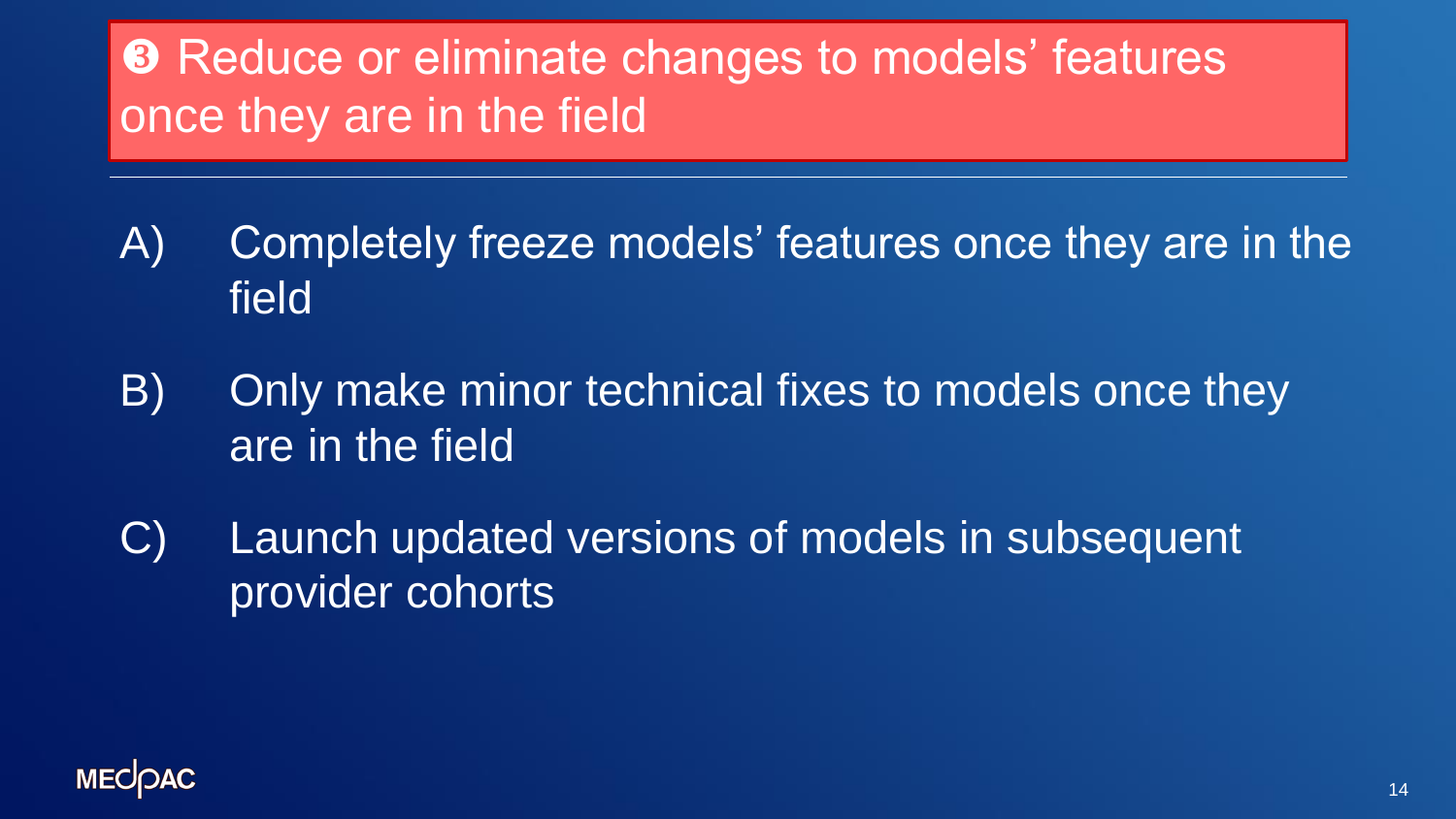# ❸ Reduce or eliminate changes to models' features once they are in the field

A) Completely freeze models' features once they are in the field

B) Only make minor technical fixes to models once they are in the field

C) Launch updated versions of models in subsequent provider cohorts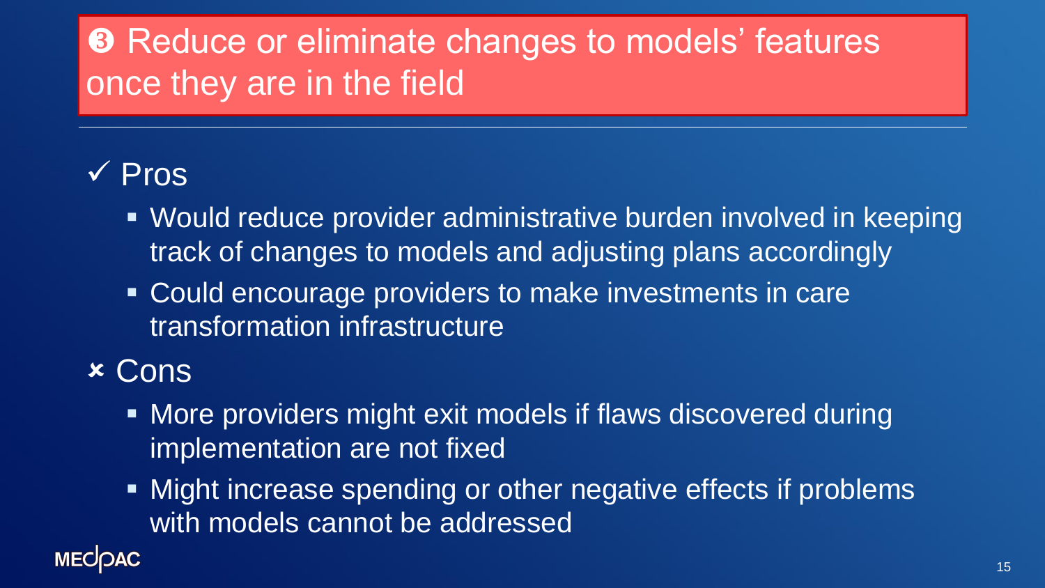# ❸ Reduce or eliminate changes to models' features once they are in the field

✓ Pros

- Would reduce provider administrative burden involved in keeping track of changes to models and adjusting plans accordingly
- Could encourage providers to make investments in care transformation infrastructure

✗ Cons

- More providers might exit models if flaws discovered during implementation are not fixed
- Might increase spending or other negative effects if problems with models cannot be addressed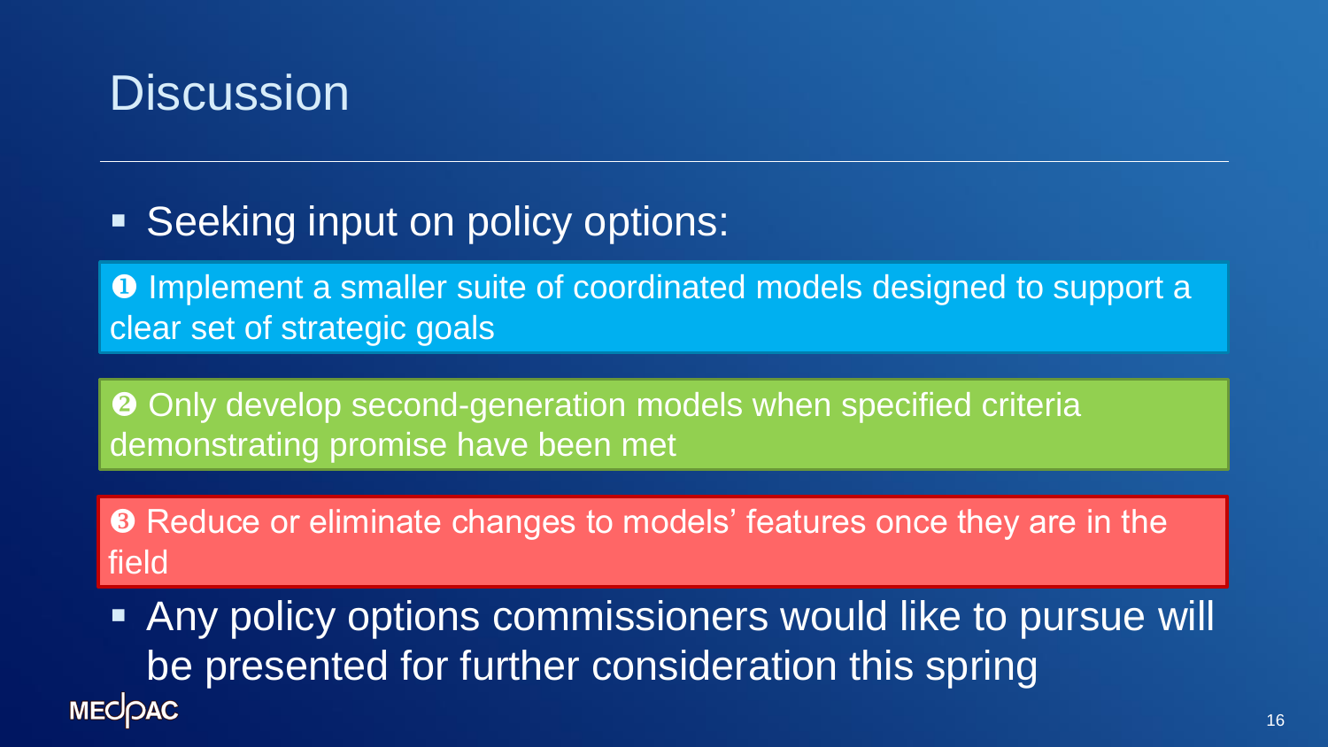# Discussion

- Seeking input on policy options:

❶ Implement a smaller suite of coordinated models designed to support a clear set of strategic goals

❷ Only develop second-generation models when specified criteria demonstrating promise have been met

❸ Reduce or eliminate changes to models' features once they are in the field

- Any policy options commissioners would like to pursue will be presented for further consideration this spring